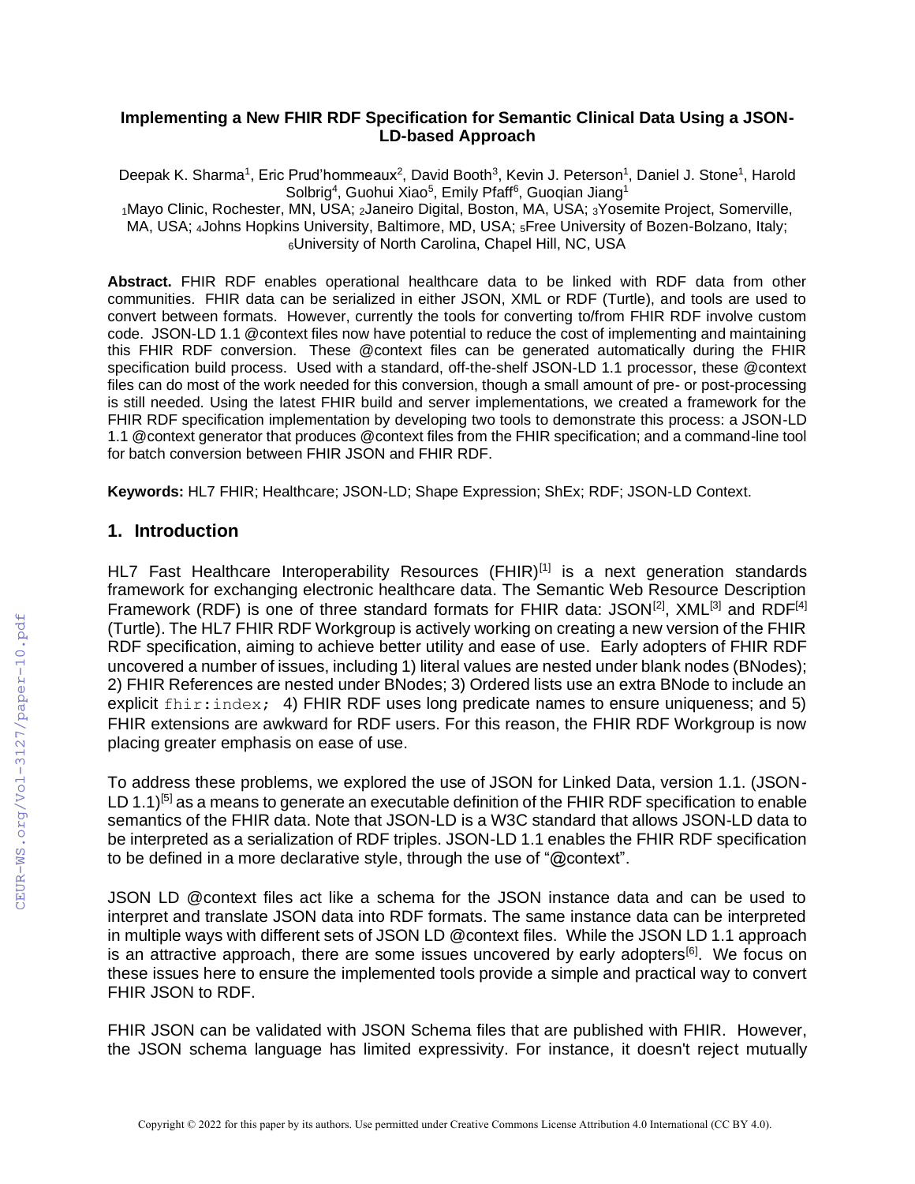**Implementing a New FHIR RDF Specification for Semantic Clinical Data Using a JSON-LD-based Approach**

Deepak K. Sharma[1], Eric Prud'hommeaux[2], David Booth[3], Kevin J. Peterson[1], Daniel J. Stone[1], Harold Solbrig[4], Guohui Xiao[5], Emily Pfaff[6], Guoqian Jiang[1]
[1]Mayo Clinic, Rochester, MN, USA; [2]Janeiro Digital, Boston, MA, USA; [3]Yosemite Project, Somerville, MA, USA; [4]Johns Hopkins University, Baltimore, MD, USA; [5]Free University of Bozen-Bolzano, Italy; [6]University of North Carolina, Chapel Hill, NC, USA

**Abstract.** FHIR RDF enables operational healthcare data to be linked with RDF data from other communities. FHIR data can be serialized in either JSON, XML or RDF (Turtle), and tools are used to convert between formats. However, currently the tools for converting to/from FHIR RDF involve custom code. JSON-LD 1.1 @context files now have potential to reduce the cost of implementing and maintaining this FHIR RDF conversion. These @context files can be generated automatically during the FHIR specification build process. Used with a standard, off-the-shelf JSON-LD 1.1 processor, these @context files can do most of the work needed for this conversion, though a small amount of pre- or post-processing is still needed. Using the latest FHIR build and server implementations, we created a framework for the FHIR RDF specification implementation by developing two tools to demonstrate this process: a JSON-LD 1.1 @context generator that produces @context files from the FHIR specification; and a command-line tool for batch conversion between FHIR JSON and FHIR RDF.

**Keywords:** HL7 FHIR; Healthcare; JSON-LD; Shape Expression; ShEx; RDF; JSON-LD Context.

## 1. Introduction

HL7 Fast Healthcare Interoperability Resources (FHIR)[1] is a next generation standards framework for exchanging electronic healthcare data. The Semantic Web Resource Description Framework (RDF) is one of three standard formats for FHIR data: JSON[2], XML[3] and RDF[4] (Turtle). The HL7 FHIR RDF Workgroup is actively working on creating a new version of the FHIR RDF specification, aiming to achieve better utility and ease of use. Early adopters of FHIR RDF uncovered a number of issues, including 1) literal values are nested under blank nodes (BNodes); 2) FHIR References are nested under BNodes; 3) Ordered lists use an extra BNode to include an explicit `fhir:index;` 4) FHIR RDF uses long predicate names to ensure uniqueness; and 5) FHIR extensions are awkward for RDF users. For this reason, the FHIR RDF Workgroup is now placing greater emphasis on ease of use.

To address these problems, we explored the use of JSON for Linked Data, version 1.1. (JSON-LD 1.1)[5] as a means to generate an executable definition of the FHIR RDF specification to enable semantics of the FHIR data. Note that JSON-LD is a W3C standard that allows JSON-LD data to be interpreted as a serialization of RDF triples. JSON-LD 1.1 enables the FHIR RDF specification to be defined in a more declarative style, through the use of "@context".

JSON LD @context files act like a schema for the JSON instance data and can be used to interpret and translate JSON data into RDF formats. The same instance data can be interpreted in multiple ways with different sets of JSON LD @context files. While the JSON LD 1.1 approach is an attractive approach, there are some issues uncovered by early adopters[6]. We focus on these issues here to ensure the implemented tools provide a simple and practical way to convert FHIR JSON to RDF.

FHIR JSON can be validated with JSON Schema files that are published with FHIR. However, the JSON schema language has limited expressivity. For instance, it doesn't reject mutually

Copyright © 2022 for this paper by its authors. Use permitted under Creative Commons License Attribution 4.0 International (CC BY 4.0).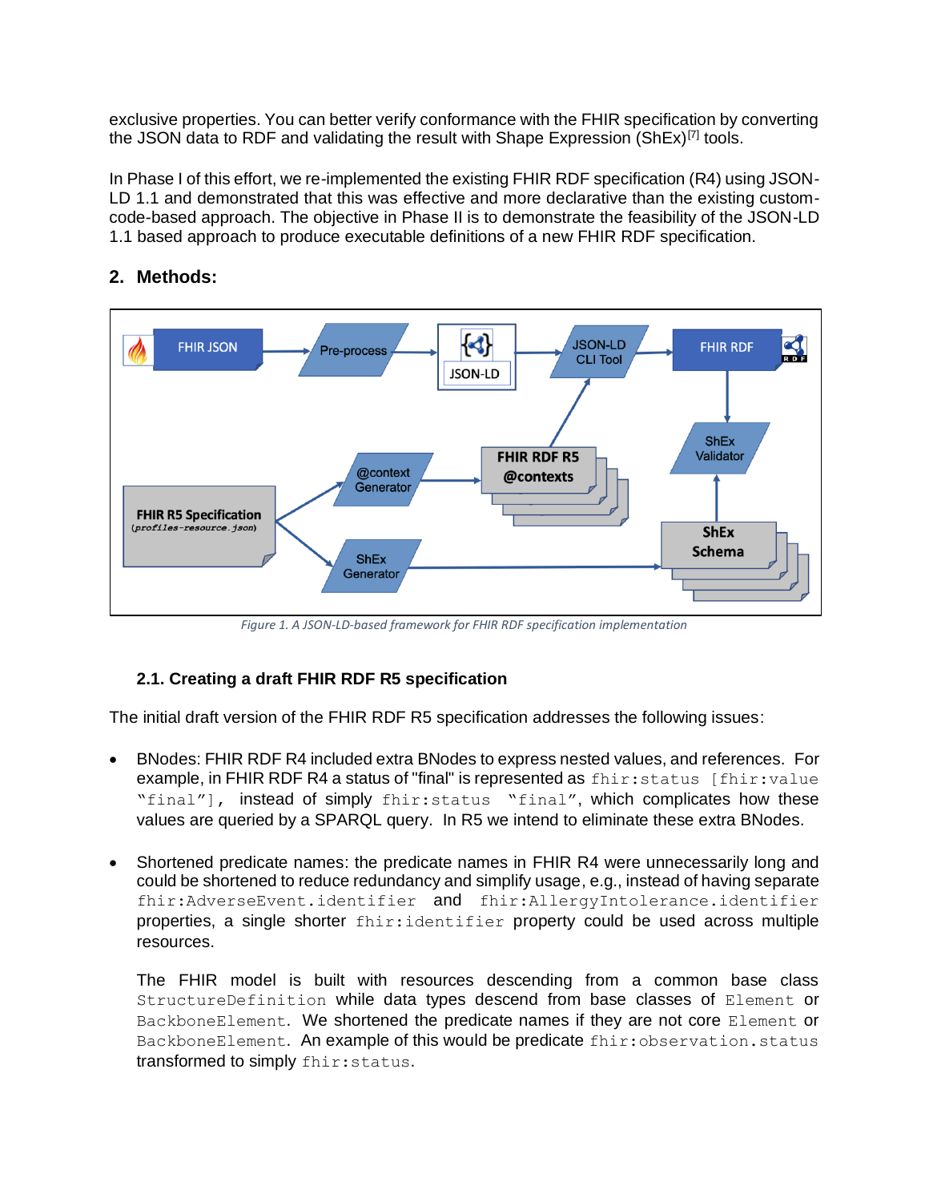exclusive properties. You can better verify conformance with the FHIR specification by converting the JSON data to RDF and validating the result with Shape Expression (ShEx)[7] tools.

In Phase I of this effort, we re-implemented the existing FHIR RDF specification (R4) using JSON-LD 1.1 and demonstrated that this was effective and more declarative than the existing custom-code-based approach. The objective in Phase II is to demonstrate the feasibility of the JSON-LD 1.1 based approach to produce executable definitions of a new FHIR RDF specification.

## 2. Methods:

*Figure 1. A JSON-LD-based framework for FHIR RDF specification implementation*

### 2.1. Creating a draft FHIR RDF R5 specification

The initial draft version of the FHIR RDF R5 specification addresses the following issues:

- BNodes: FHIR RDF R4 included extra BNodes to express nested values, and references. For example, in FHIR RDF R4 a status of "final" is represented as `fhir:status [fhir:value "final"],` instead of simply `fhir:status "final"`, which complicates how these values are queried by a SPARQL query. In R5 we intend to eliminate these extra BNodes.

- Shortened predicate names: the predicate names in FHIR R4 were unnecessarily long and could be shortened to reduce redundancy and simplify usage, e.g., instead of having separate `fhir:AdverseEvent.identifier` and `fhir:AllergyIntolerance.identifier` properties, a single shorter `fhir:identifier` property could be used across multiple resources.

  The FHIR model is built with resources descending from a common base class `StructureDefinition` while data types descend from base classes of `Element` or `BackboneElement`. We shortened the predicate names if they are not core `Element` or `BackboneElement`. An example of this would be predicate `fhir:observation.status` transformed to simply `fhir:status`.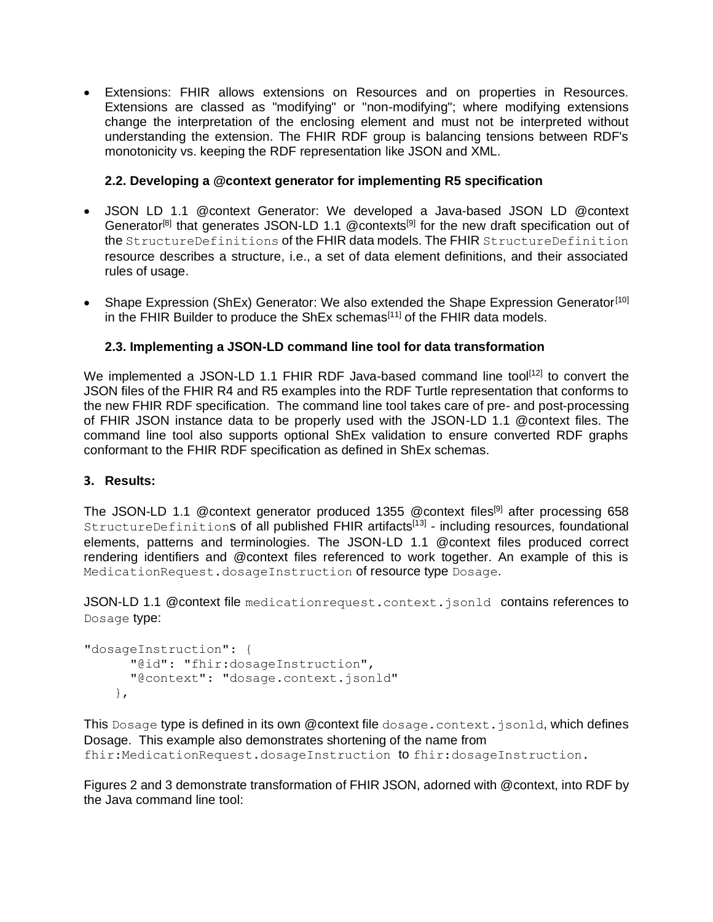- Extensions: FHIR allows extensions on Resources and on properties in Resources. Extensions are classed as "modifying" or "non-modifying"; where modifying extensions change the interpretation of the enclosing element and must not be interpreted without understanding the extension. The FHIR RDF group is balancing tensions between RDF's monotonicity vs. keeping the RDF representation like JSON and XML.

### 2.2. Developing a @context generator for implementing R5 specification

- JSON LD 1.1 @context Generator: We developed a Java-based JSON LD @context Generator[8] that generates JSON-LD 1.1 @contexts[9] for the new draft specification out of the `StructureDefinitions` of the FHIR data models. The FHIR `StructureDefinition` resource describes a structure, i.e., a set of data element definitions, and their associated rules of usage.

- Shape Expression (ShEx) Generator: We also extended the Shape Expression Generator[10] in the FHIR Builder to produce the ShEx schemas[11] of the FHIR data models.

### 2.3. Implementing a JSON-LD command line tool for data transformation

We implemented a JSON-LD 1.1 FHIR RDF Java-based command line tool[12] to convert the JSON files of the FHIR R4 and R5 examples into the RDF Turtle representation that conforms to the new FHIR RDF specification. The command line tool takes care of pre- and post-processing of FHIR JSON instance data to be properly used with the JSON-LD 1.1 @context files. The command line tool also supports optional ShEx validation to ensure converted RDF graphs conformant to the FHIR RDF specification as defined in ShEx schemas.

## 3. Results:

The JSON-LD 1.1 @context generator produced 1355 @context files[9] after processing 658 `StructureDefinition`s of all published FHIR artifacts[13] - including resources, foundational elements, patterns and terminologies. The JSON-LD 1.1 @context files produced correct rendering identifiers and @context files referenced to work together. An example of this is `MedicationRequest.dosageInstruction` of resource type `Dosage`.

JSON-LD 1.1 @context file `medicationrequest.context.jsonld` contains references to `Dosage` type:

```
"dosageInstruction": {
      "@id": "fhir:dosageInstruction",
      "@context": "dosage.context.jsonld"
    },
```

This `Dosage` type is defined in its own @context file `dosage.context.jsonld`, which defines Dosage. This example also demonstrates shortening of the name from `fhir:MedicationRequest.dosageInstruction` to `fhir:dosageInstruction`.

Figures 2 and 3 demonstrate transformation of FHIR JSON, adorned with @context, into RDF by the Java command line tool: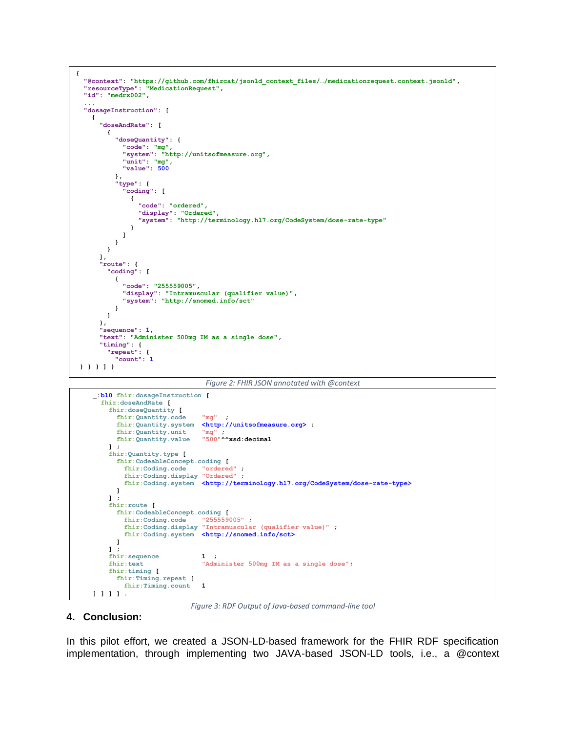```
{
  "@context": "https://github.com/fhircat/jsonld_context_files/…/medicationrequest.context.jsonld",
  "resourceType": "MedicationRequest",
  "id": "medrx002",
  ...
  "dosageInstruction": [
    {
      "doseAndRate": [
        {
          "doseQuantity": {
            "code": "mg",
            "system": "http://unitsofmeasure.org",
            "unit": "mg",
            "value": 500
          },
          "type": {
            "coding": [
              {
                "code": "ordered",
                "display": "Ordered",
                "system": "http://terminology.hl7.org/CodeSystem/dose-rate-type"
              }
            ]
          }
        }
      ],
      "route": {
        "coding": [
          {
            "code": "255559005",
            "display": "Intramuscular (qualifier value)",
            "system": "http://snomed.info/sct"
          }
        ]
      },
      "sequence": 1,
      "text": "Administer 500mg IM as a single dose",
      "timing": {
        "repeat": {
          "count": 1
 } } } ] }
```

*Figure 2: FHIR JSON annotated with @context*

```
_:b10 fhir:dosageInstruction [
  fhir:doseAndRate [
    fhir:doseQuantity [
      fhir:Quantity.code    "mg"  ;
      fhir:Quantity.system  <http://unitsofmeasure.org> ;
      fhir:Quantity.unit    "mg" ;
      fhir:Quantity.value   "500"^^xsd:decimal
    ] ;
    fhir:Quantity.type [
      fhir:CodeableConcept.coding [
        fhir:Coding.code    "ordered" ;
        fhir:Coding.display "Ordered" ;
        fhir:Coding.system  <http://terminology.hl7.org/CodeSystem/dose-rate-type>
      ]
    ] ;
    fhir:route [
      fhir:CodeableConcept.coding [
        fhir:Coding.code    "255559005" ;
        fhir:Coding.display "Intramuscular (qualifier value)" ;
        fhir:Coding.system  <http://snomed.info/sct>
      ]
    ] ;
    fhir:sequence           1  ;
    fhir:text               "Administer 500mg IM as a single dose";
    fhir:timing [
      fhir:Timing.repeat [
        fhir:Timing.count   1
] ] ] ] .
```

*Figure 3: RDF Output of Java-based command-line tool*

## 4. Conclusion:

In this pilot effort, we created a JSON-LD-based framework for the FHIR RDF specification implementation, through implementing two JAVA-based JSON-LD tools, i.e., a @context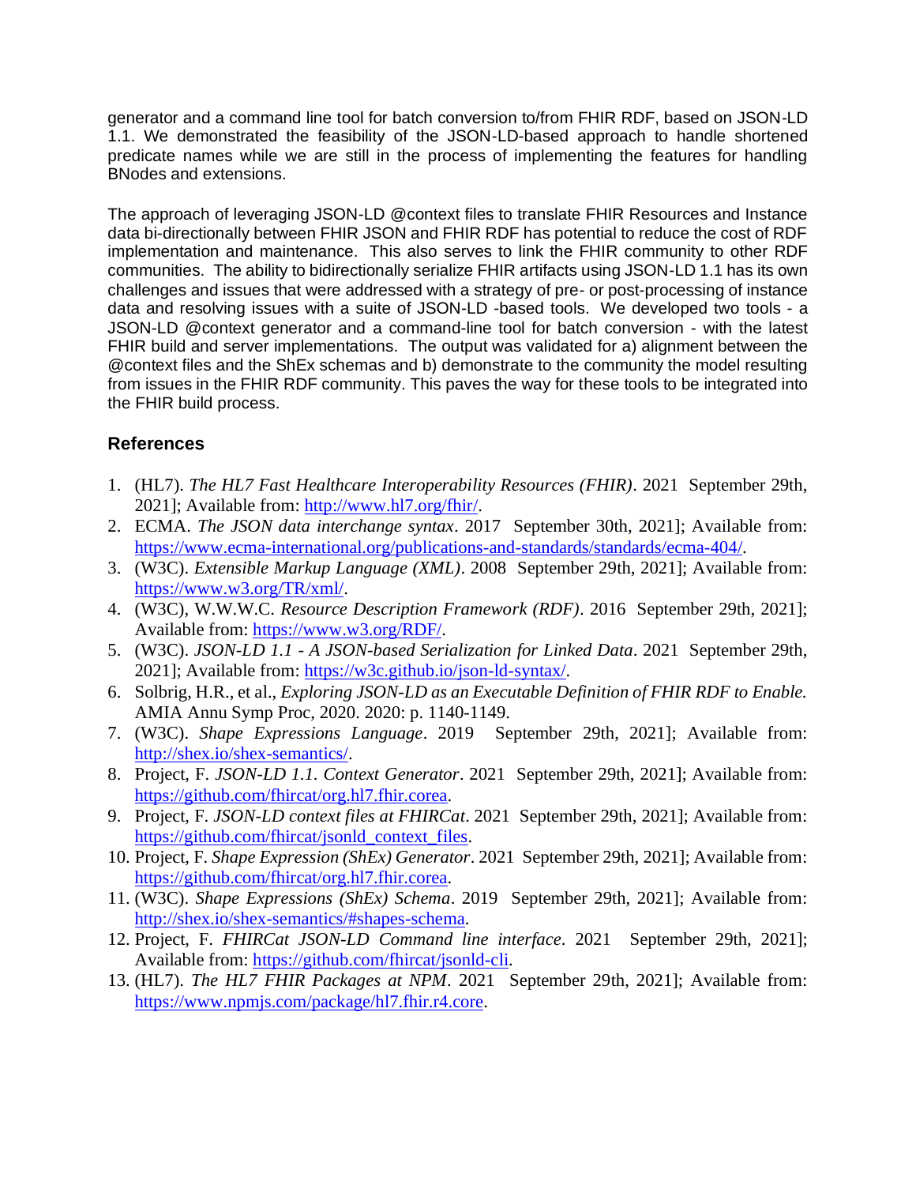generator and a command line tool for batch conversion to/from FHIR RDF, based on JSON-LD 1.1. We demonstrated the feasibility of the JSON-LD-based approach to handle shortened predicate names while we are still in the process of implementing the features for handling BNodes and extensions.

The approach of leveraging JSON-LD @context files to translate FHIR Resources and Instance data bi-directionally between FHIR JSON and FHIR RDF has potential to reduce the cost of RDF implementation and maintenance. This also serves to link the FHIR community to other RDF communities. The ability to bidirectionally serialize FHIR artifacts using JSON-LD 1.1 has its own challenges and issues that were addressed with a strategy of pre- or post-processing of instance data and resolving issues with a suite of JSON-LD -based tools. We developed two tools - a JSON-LD @context generator and a command-line tool for batch conversion - with the latest FHIR build and server implementations. The output was validated for a) alignment between the @context files and the ShEx schemas and b) demonstrate to the community the model resulting from issues in the FHIR RDF community. This paves the way for these tools to be integrated into the FHIR build process.

## References

1. (HL7). *The HL7 Fast Healthcare Interoperability Resources (FHIR)*. 2021 September 29th, 2021]; Available from: http://www.hl7.org/fhir/.
2. ECMA. *The JSON data interchange syntax*. 2017 September 30th, 2021]; Available from: https://www.ecma-international.org/publications-and-standards/standards/ecma-404/.
3. (W3C). *Extensible Markup Language (XML)*. 2008 September 29th, 2021]; Available from: https://www.w3.org/TR/xml/.
4. (W3C), W.W.W.C. *Resource Description Framework (RDF)*. 2016 September 29th, 2021]; Available from: https://www.w3.org/RDF/.
5. (W3C). *JSON-LD 1.1 - A JSON-based Serialization for Linked Data*. 2021 September 29th, 2021]; Available from: https://w3c.github.io/json-ld-syntax/.
6. Solbrig, H.R., et al., *Exploring JSON-LD as an Executable Definition of FHIR RDF to Enable.* AMIA Annu Symp Proc, 2020. 2020: p. 1140-1149.
7. (W3C). *Shape Expressions Language*. 2019 September 29th, 2021]; Available from: http://shex.io/shex-semantics/.
8. Project, F. *JSON-LD 1.1. Context Generator*. 2021 September 29th, 2021]; Available from: https://github.com/fhircat/org.hl7.fhir.corea.
9. Project, F. *JSON-LD context files at FHIRCat*. 2021 September 29th, 2021]; Available from: https://github.com/fhircat/jsonld_context_files.
10. Project, F. *Shape Expression (ShEx) Generator*. 2021 September 29th, 2021]; Available from: https://github.com/fhircat/org.hl7.fhir.corea.
11. (W3C). *Shape Expressions (ShEx) Schema*. 2019 September 29th, 2021]; Available from: http://shex.io/shex-semantics/#shapes-schema.
12. Project, F. *FHIRCat JSON-LD Command line interface*. 2021 September 29th, 2021]; Available from: https://github.com/fhircat/jsonld-cli.
13. (HL7). *The HL7 FHIR Packages at NPM*. 2021 September 29th, 2021]; Available from: https://www.npmjs.com/package/hl7.fhir.r4.core.